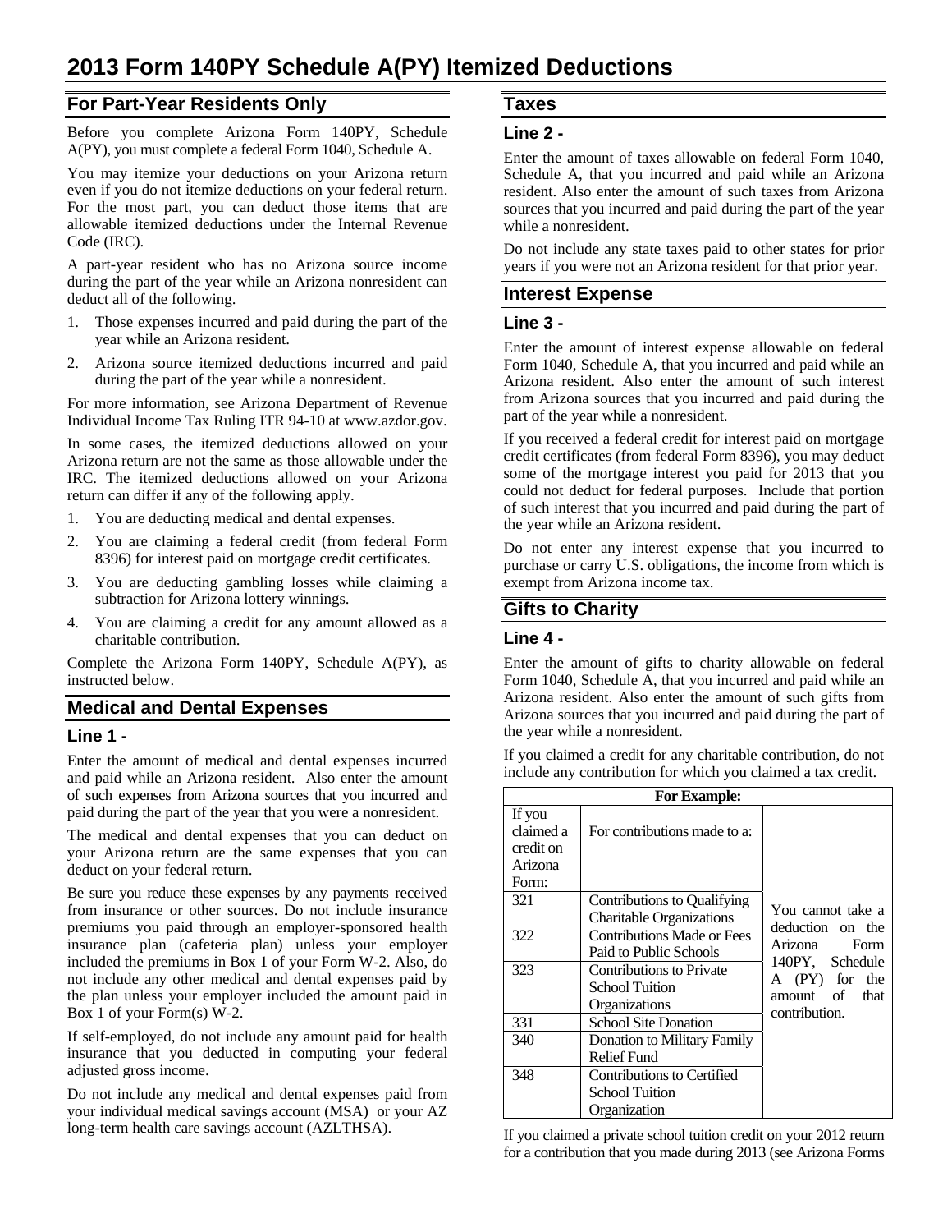# 2013 Form 140PY Schedule A(PY) Itemized Deductions

## For Part-Year Residents Only

Before you complete Arizona Form 140PY, Schedule A(PY), you must complete a federal Form 1040, Schedule A.

You may itemize your deductions on your Arizona return even if you do not itemize deductions on your federal return. For the most part, you can deduct those items that are allowable itemized deductions under the Internal Revenue Code (IRC).

A part-year resident who has no Arizona source income during the part of the year while an Arizona nonresident can deduct all of the following.

1. Those expenses incurred and paid during the part of the year while an Arizona resident.
2. Arizona source itemized deductions incurred and paid during the part of the year while a nonresident.

For more information, see Arizona Department of Revenue Individual Income Tax Ruling ITR 94-10 at www.azdor.gov.

In some cases, the itemized deductions allowed on your Arizona return are not the same as those allowable under the IRC. The itemized deductions allowed on your Arizona return can differ if any of the following apply.

1. You are deducting medical and dental expenses.
2. You are claiming a federal credit (from federal Form 8396) for interest paid on mortgage credit certificates.
3. You are deducting gambling losses while claiming a subtraction for Arizona lottery winnings.
4. You are claiming a credit for any amount allowed as a charitable contribution.

Complete the Arizona Form 140PY, Schedule A(PY), as instructed below.

## Medical and Dental Expenses

### Line 1 -

Enter the amount of medical and dental expenses incurred and paid while an Arizona resident. Also enter the amount of such expenses from Arizona sources that you incurred and paid during the part of the year that you were a nonresident.

The medical and dental expenses that you can deduct on your Arizona return are the same expenses that you can deduct on your federal return.

Be sure you reduce these expenses by any payments received from insurance or other sources. Do not include insurance premiums you paid through an employer-sponsored health insurance plan (cafeteria plan) unless your employer included the premiums in Box 1 of your Form W-2. Also, do not include any other medical and dental expenses paid by the plan unless your employer included the amount paid in Box 1 of your Form(s) W-2.

If self-employed, do not include any amount paid for health insurance that you deducted in computing your federal adjusted gross income.

Do not include any medical and dental expenses paid from your individual medical savings account (MSA) or your AZ long-term health care savings account (AZLTHSA).

## Taxes

### Line 2 -

Enter the amount of taxes allowable on federal Form 1040, Schedule A, that you incurred and paid while an Arizona resident. Also enter the amount of such taxes from Arizona sources that you incurred and paid during the part of the year while a nonresident.

Do not include any state taxes paid to other states for prior years if you were not an Arizona resident for that prior year.

## Interest Expense

### Line 3 -

Enter the amount of interest expense allowable on federal Form 1040, Schedule A, that you incurred and paid while an Arizona resident. Also enter the amount of such interest from Arizona sources that you incurred and paid during the part of the year while a nonresident.

If you received a federal credit for interest paid on mortgage credit certificates (from federal Form 8396), you may deduct some of the mortgage interest you paid for 2013 that you could not deduct for federal purposes. Include that portion of such interest that you incurred and paid during the part of the year while an Arizona resident.

Do not enter any interest expense that you incurred to purchase or carry U.S. obligations, the income from which is exempt from Arizona income tax.

## Gifts to Charity

### Line 4 -

Enter the amount of gifts to charity allowable on federal Form 1040, Schedule A, that you incurred and paid while an Arizona resident. Also enter the amount of such gifts from Arizona sources that you incurred and paid during the part of the year while a nonresident.

If you claimed a credit for any charitable contribution, do not include any contribution for which you claimed a tax credit.

| **For Example:** | | |
|---|---|---|
| If you claimed a credit on Arizona Form: | For contributions made to a: | |
| 321 | Contributions to Qualifying Charitable Organizations | You cannot take a deduction on the Arizona Form 140PY, Schedule A (PY) for the amount of that contribution. |
| 322 | Contributions Made or Fees Paid to Public Schools | |
| 323 | Contributions to Private School Tuition Organizations | |
| 331 | School Site Donation | |
| 340 | Donation to Military Family Relief Fund | |
| 348 | Contributions to Certified School Tuition Organization | |

If you claimed a private school tuition credit on your 2012 return for a contribution that you made during 2013 (see Arizona Forms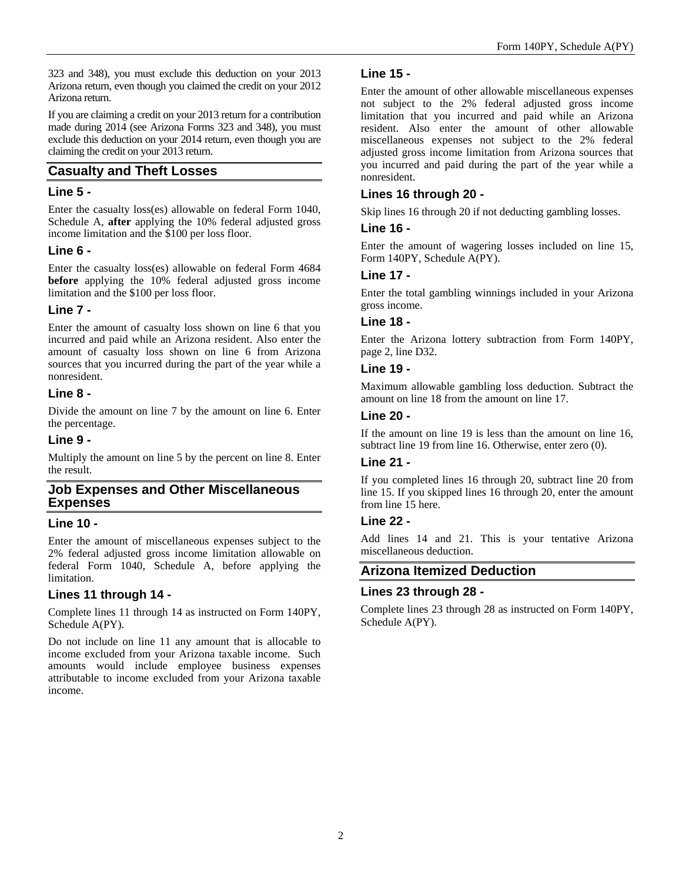323 and 348), you must exclude this deduction on your 2013 Arizona return, even though you claimed the credit on your 2012 Arizona return.

If you are claiming a credit on your 2013 return for a contribution made during 2014 (see Arizona Forms 323 and 348), you must exclude this deduction on your 2014 return, even though you are claiming the credit on your 2013 return.

## Casualty and Theft Losses

### Line 5 -

Enter the casualty loss(es) allowable on federal Form 1040, Schedule A, **after** applying the 10% federal adjusted gross income limitation and the $100 per loss floor.

### Line 6 -

Enter the casualty loss(es) allowable on federal Form 4684 **before** applying the 10% federal adjusted gross income limitation and the $100 per loss floor.

### Line 7 -

Enter the amount of casualty loss shown on line 6 that you incurred and paid while an Arizona resident. Also enter the amount of casualty loss shown on line 6 from Arizona sources that you incurred during the part of the year while a nonresident.

### Line 8 -

Divide the amount on line 7 by the amount on line 6. Enter the percentage.

### Line 9 -

Multiply the amount on line 5 by the percent on line 8. Enter the result.

## Job Expenses and Other Miscellaneous Expenses

### Line 10 -

Enter the amount of miscellaneous expenses subject to the 2% federal adjusted gross income limitation allowable on federal Form 1040, Schedule A, before applying the limitation.

### Lines 11 through 14 -

Complete lines 11 through 14 as instructed on Form 140PY, Schedule A(PY).

Do not include on line 11 any amount that is allocable to income excluded from your Arizona taxable income. Such amounts would include employee business expenses attributable to income excluded from your Arizona taxable income.

### Line 15 -

Enter the amount of other allowable miscellaneous expenses not subject to the 2% federal adjusted gross income limitation that you incurred and paid while an Arizona resident. Also enter the amount of other allowable miscellaneous expenses not subject to the 2% federal adjusted gross income limitation from Arizona sources that you incurred and paid during the part of the year while a nonresident.

### Lines 16 through 20 -

Skip lines 16 through 20 if not deducting gambling losses.

### Line 16 -

Enter the amount of wagering losses included on line 15, Form 140PY, Schedule A(PY).

### Line 17 -

Enter the total gambling winnings included in your Arizona gross income.

### Line 18 -

Enter the Arizona lottery subtraction from Form 140PY, page 2, line D32.

### Line 19 -

Maximum allowable gambling loss deduction. Subtract the amount on line 18 from the amount on line 17.

### Line 20 -

If the amount on line 19 is less than the amount on line 16, subtract line 19 from line 16. Otherwise, enter zero (0).

### Line 21 -

If you completed lines 16 through 20, subtract line 20 from line 15. If you skipped lines 16 through 20, enter the amount from line 15 here.

### Line 22 -

Add lines 14 and 21. This is your tentative Arizona miscellaneous deduction.

## Arizona Itemized Deduction

### Lines 23 through 28 -

Complete lines 23 through 28 as instructed on Form 140PY, Schedule A(PY).